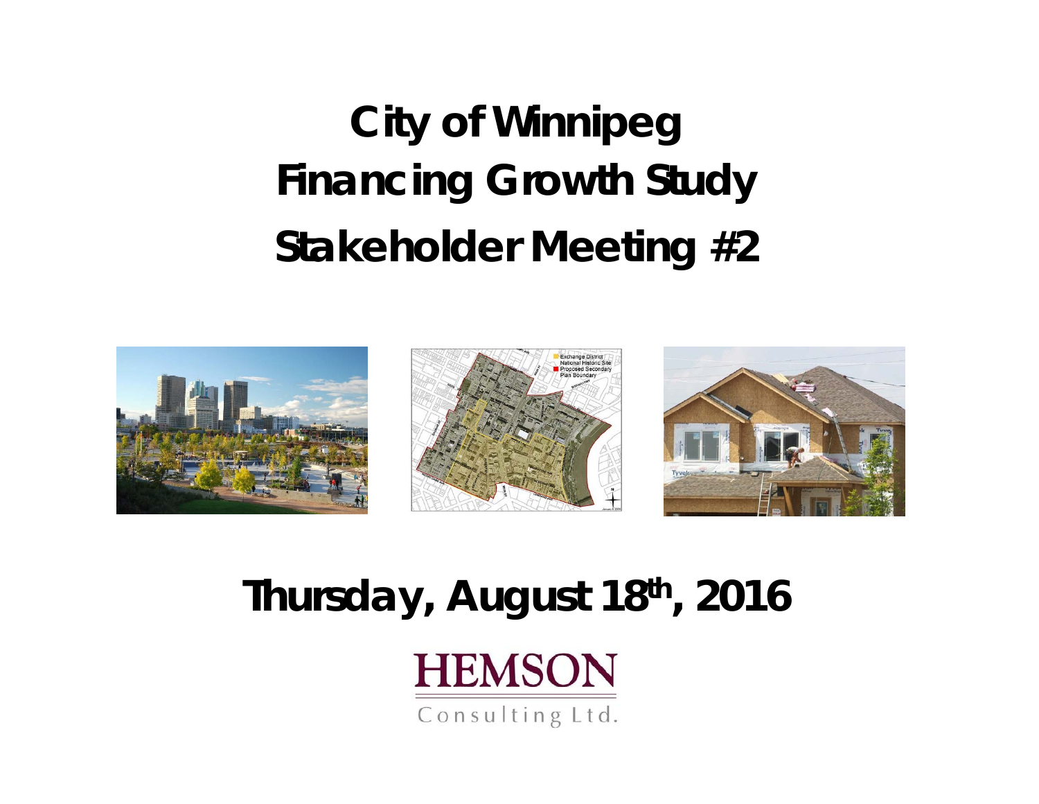# City of Winnipeg Financing Growth Study Stakeholder Meeting #2

## Thursday, August 18th, 2016

HEMSON

Consulting Ltd.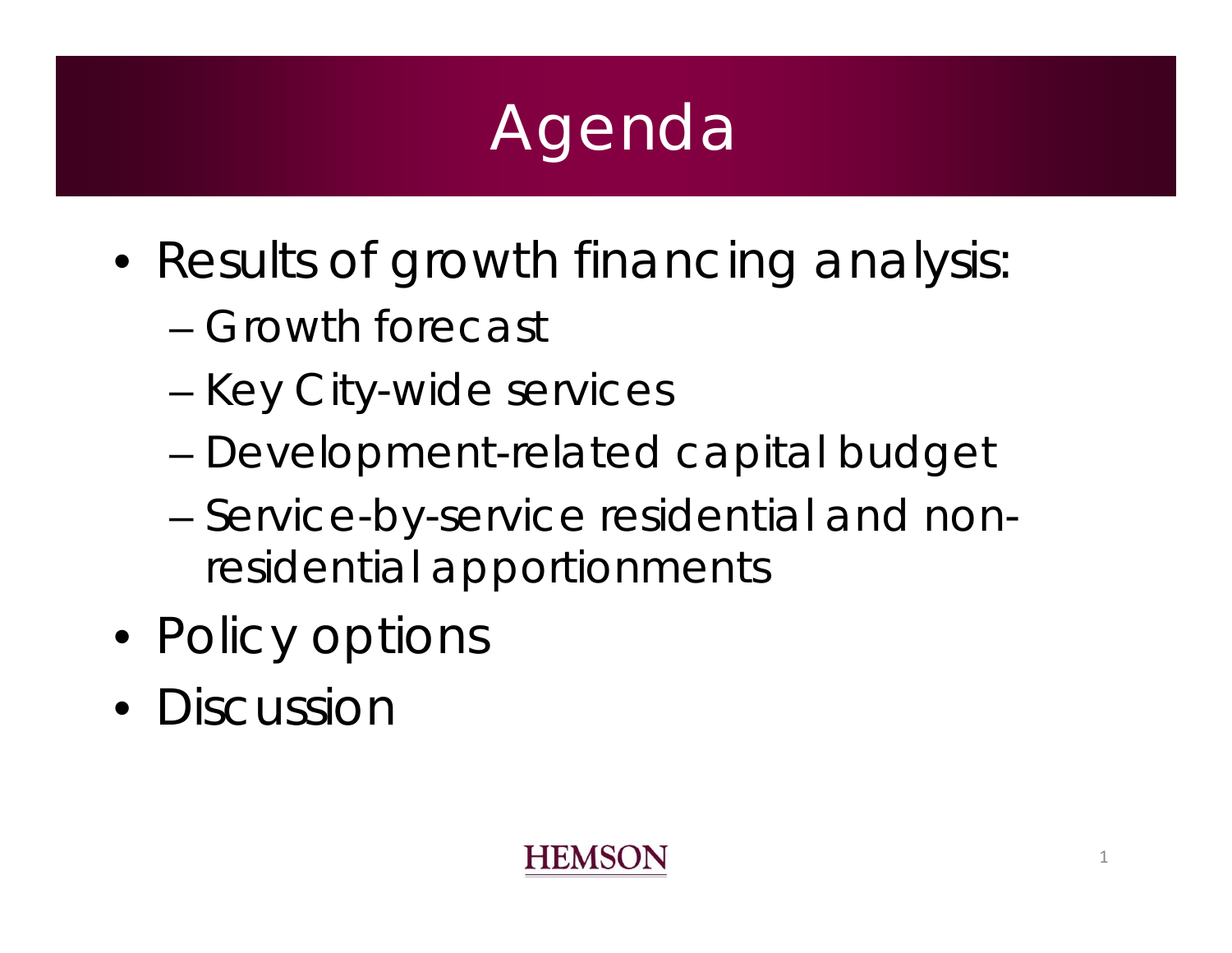# Agenda

- Results of growth financing analysis:
  - Growth forecast
  - Key City-wide services
  - Development-related capital budget
  - Service-by-service residential and non-residential apportionments
- Policy options
- Discussion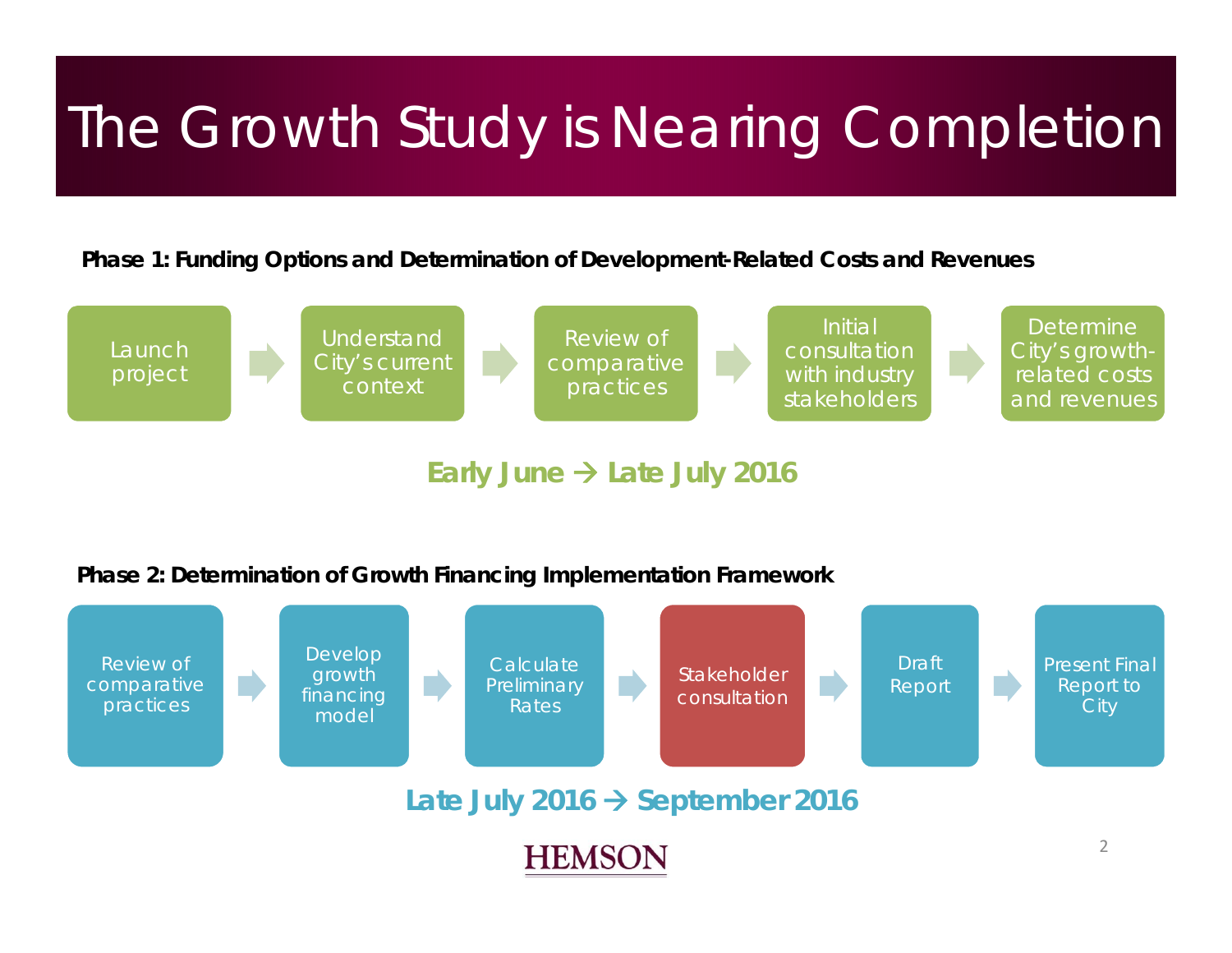# The Growth Study is Nearing Completion

**Phase 1: Funding Options and Determination of Development-Related Costs and Revenues**

Launch project → Understand City's current context → Review of comparative practices → Initial consultation with industry stakeholders → Determine City's growth-related costs and revenues

**Early June → Late July 2016**

**Phase 2: Determination of Growth Financing Implementation Framework**

Review of comparative practices → Develop growth financing model → Calculate Preliminary Rates → Stakeholder consultation → Draft Report → Present Final Report to City

**Late July 2016 → September 2016**

HEMSON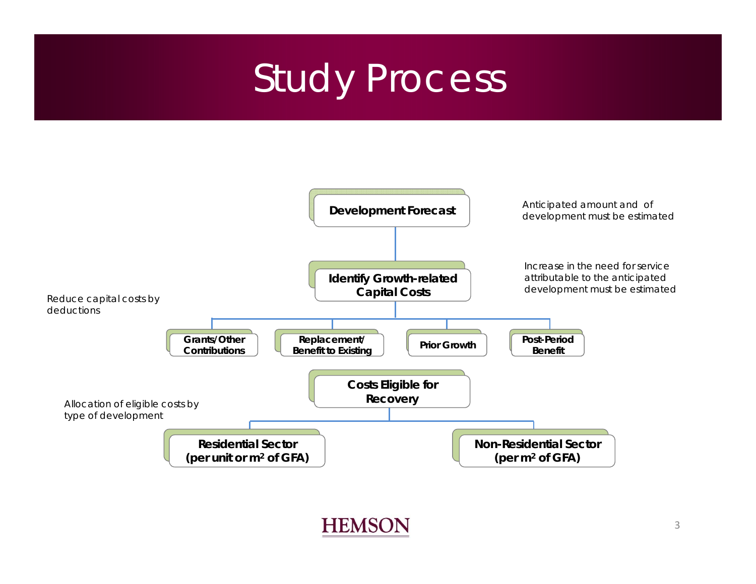# Study Process

**Development Forecast**

Anticipated amount and of development must be estimated

**Identify Growth-related Capital Costs**

Increase in the need for service attributable to the anticipated development must be estimated

Reduce capital costs by deductions

- **Grants/Other Contributions**
- **Replacement/ Benefit to Existing**
- **Prior Growth**
- **Post-Period Benefit**

**Costs Eligible for Recovery**

Allocation of eligible costs by type of development

- **Residential Sector (per unit or m$^2$ of GFA)**
- **Non-Residential Sector (per m$^2$ of GFA)**

HEMSON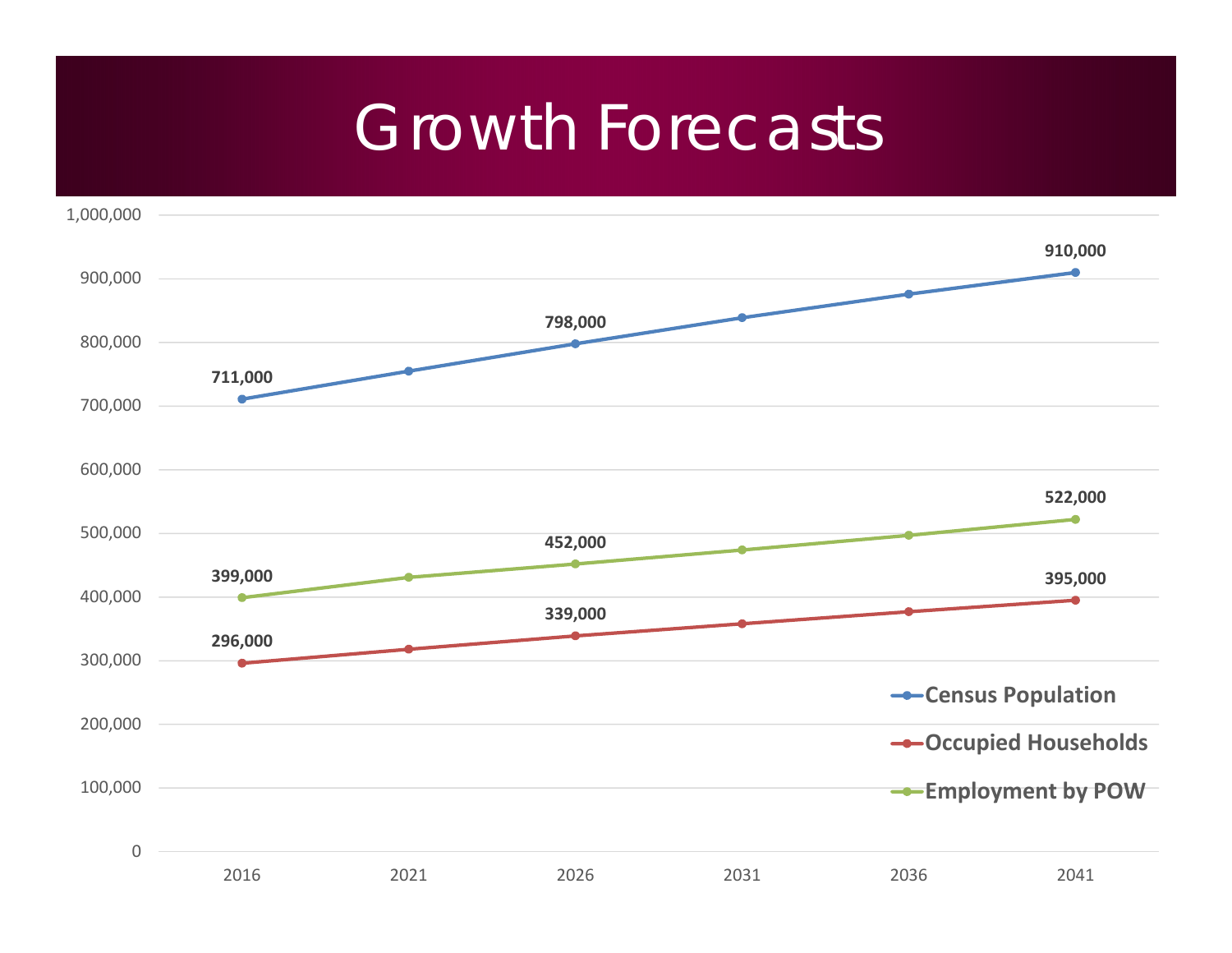# Growth Forecasts

| Year | Census Population | Occupied Households | Employment by POW |
|---|---|---|---|
| 2016 | 711,000 | 296,000 | 399,000 |
| 2026 | 798,000 | 339,000 | 452,000 |
| 2041 | 910,000 | 395,000 | 522,000 |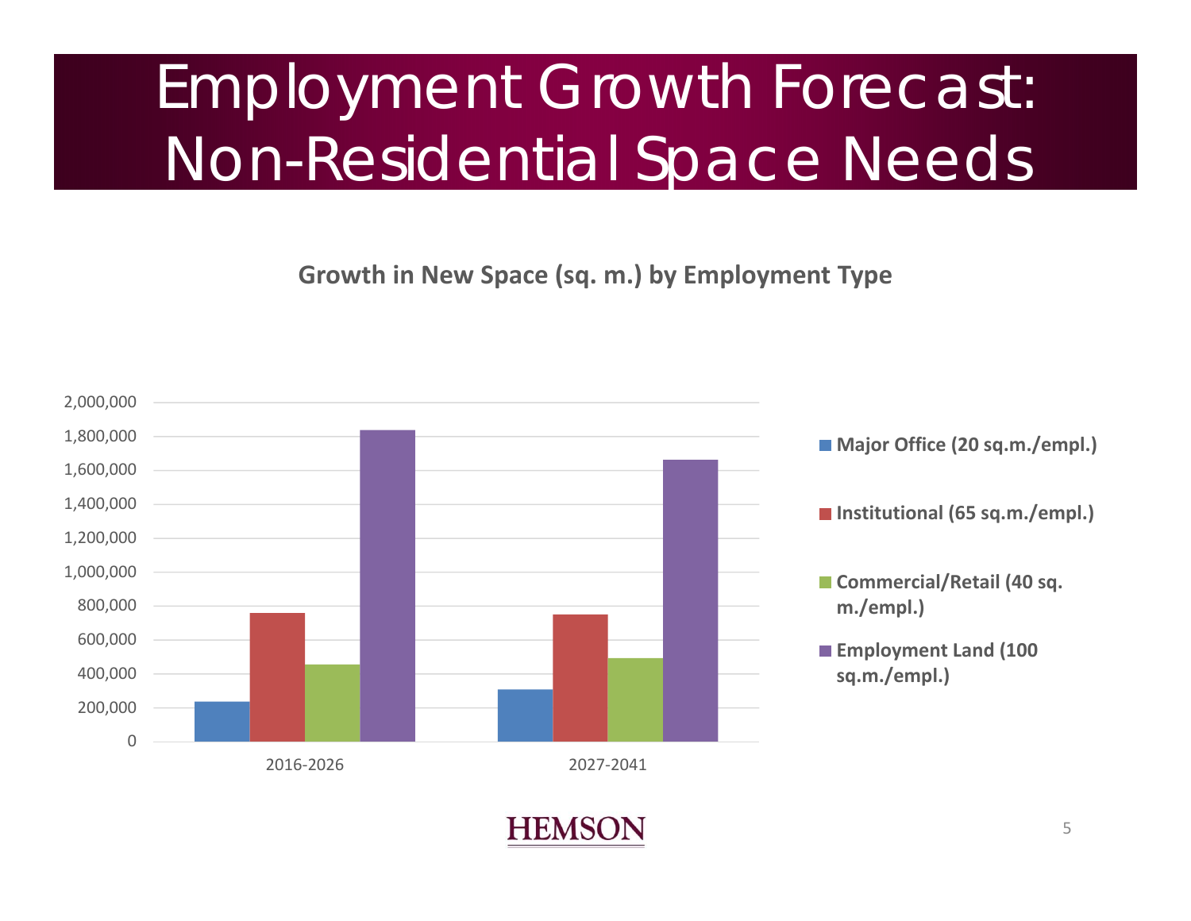# Employment Growth Forecast: Non-Residential Space Needs

**Growth in New Space (sq. m.) by Employment Type**

- Major Office (20 sq.m./empl.)
- Institutional (65 sq.m./empl.)
- Commercial/Retail (40 sq. m./empl.)
- Employment Land (100 sq.m./empl.)

Y-axis: 0 to 2,000,000 (increments of 200,000)

X-axis: 2016-2026, 2027-2041

HEMSON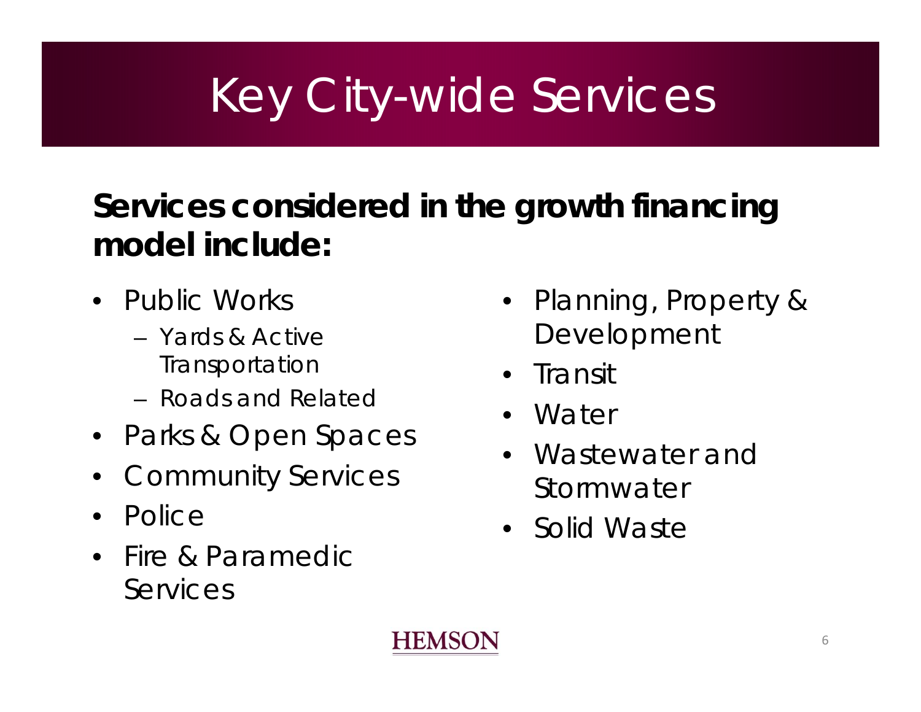# Key City-wide Services

**Services considered in the growth financing model include:**

- Public Works
  - Yards & Active Transportation
  - Roads and Related
- Parks & Open Spaces
- Community Services
- Police
- Fire & Paramedic Services
- Planning, Property & Development
- Transit
- Water
- Wastewater and Stormwater
- Solid Waste

HEMSON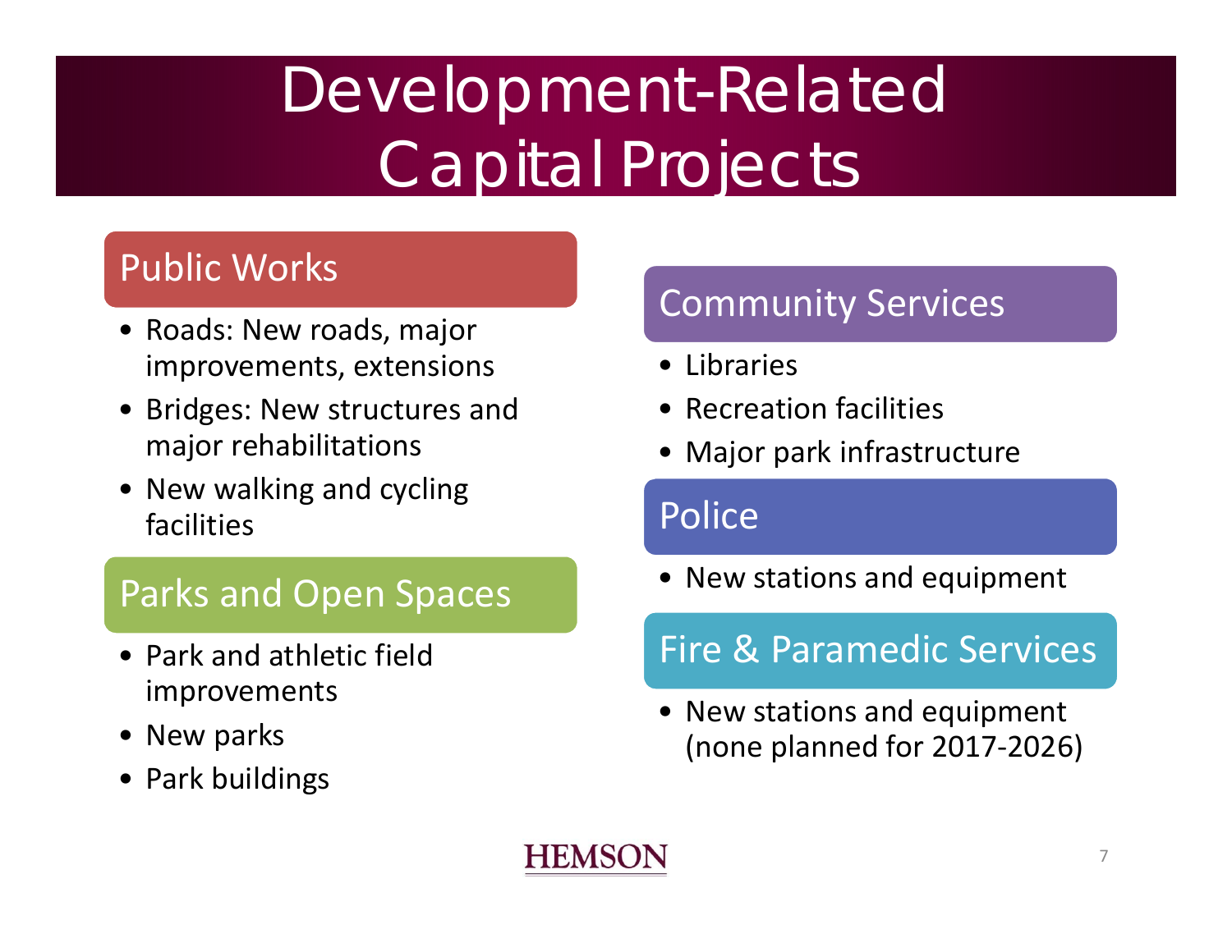# Development-Related Capital Projects

## Public Works

- Roads: New roads, major improvements, extensions
- Bridges: New structures and major rehabilitations
- New walking and cycling facilities

## Parks and Open Spaces

- Park and athletic field improvements
- New parks
- Park buildings

## Community Services

- Libraries
- Recreation facilities
- Major park infrastructure

## Police

- New stations and equipment

## Fire & Paramedic Services

- New stations and equipment (none planned for 2017-2026)

HEMSON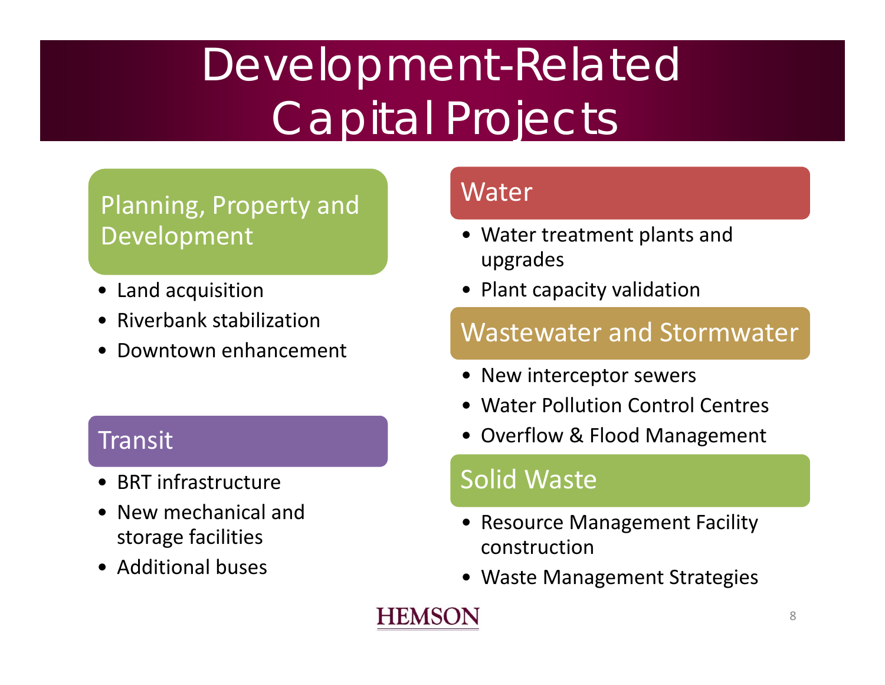# Development-Related Capital Projects

## Planning, Property and Development

- Land acquisition
- Riverbank stabilization
- Downtown enhancement

## Transit

- BRT infrastructure
- New mechanical and storage facilities
- Additional buses

## Water

- Water treatment plants and upgrades
- Plant capacity validation

## Wastewater and Stormwater

- New interceptor sewers
- Water Pollution Control Centres
- Overflow & Flood Management

## Solid Waste

- Resource Management Facility construction
- Waste Management Strategies

HEMSON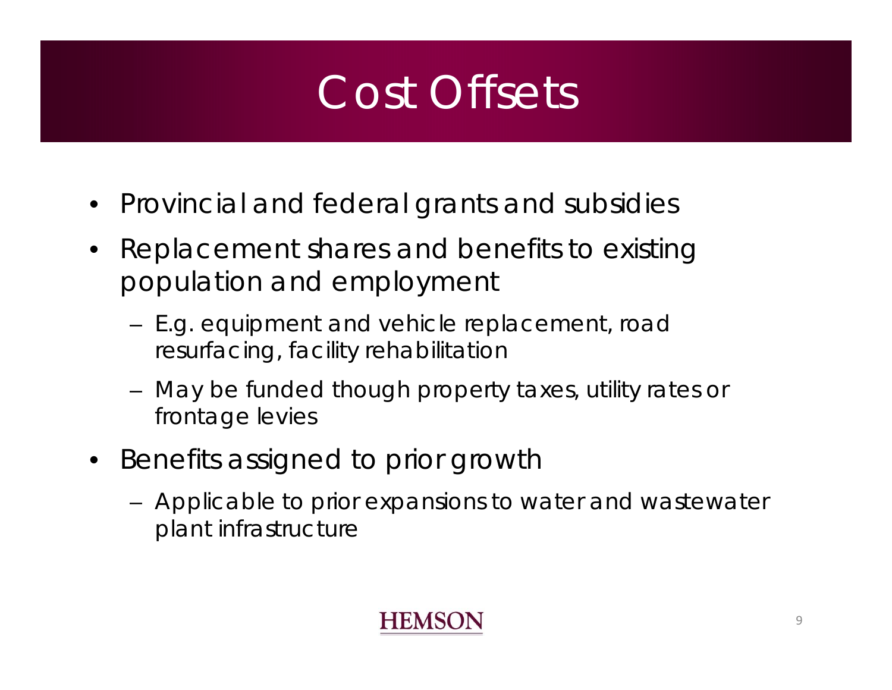# Cost Offsets

- Provincial and federal grants and subsidies
- Replacement shares and benefits to existing population and employment
  - E.g. equipment and vehicle replacement, road resurfacing, facility rehabilitation
  - May be funded though property taxes, utility rates or frontage levies
- Benefits assigned to prior growth
  - Applicable to prior expansions to water and wastewater plant infrastructure

HEMSON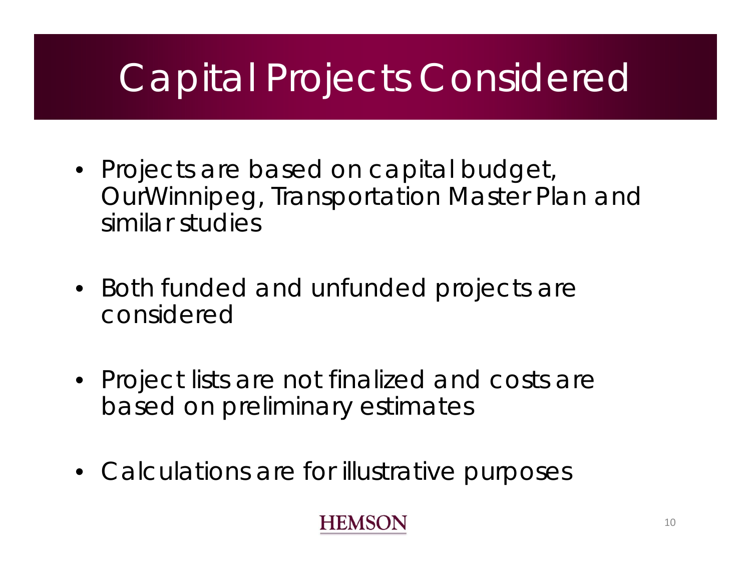# Capital Projects Considered

- Projects are based on capital budget, OurWinnipeg, Transportation Master Plan and similar studies
- Both funded and unfunded projects are considered
- Project lists are not finalized and costs are based on preliminary estimates
- Calculations are for illustrative purposes

HEMSON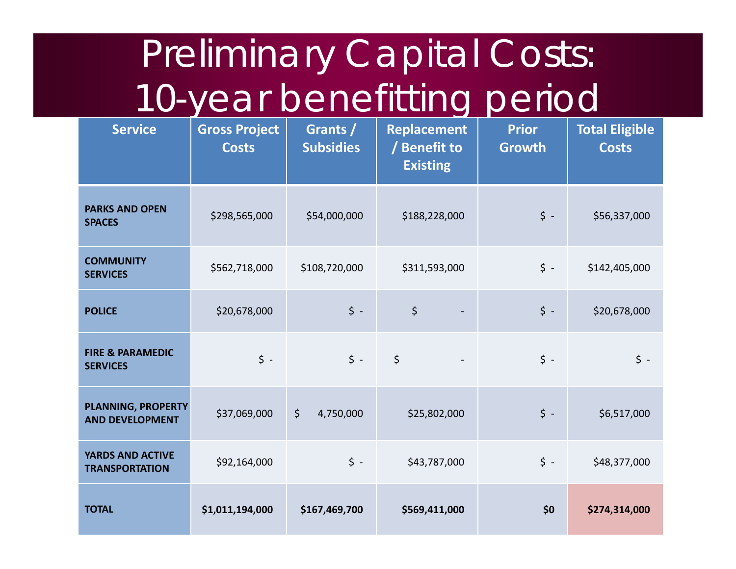# Preliminary Capital Costs: 10-year benefitting period

| Service | Gross Project Costs | Grants / Subsidies | Replacement / Benefit to Existing | Prior Growth | Total Eligible Costs |
|---|---|---|---|---|---|
| **PARKS AND OPEN SPACES** | $298,565,000 | $54,000,000 | $188,228,000 | $ - | $56,337,000 |
| **COMMUNITY SERVICES** | $562,718,000 | $108,720,000 | $311,593,000 | $ - | $142,405,000 |
| **POLICE** | $20,678,000 | $ - | $ - | $ - | $20,678,000 |
| **FIRE & PARAMEDIC SERVICES** | $ - | $ - | $ - | $ - | $ - |
| **PLANNING, PROPERTY AND DEVELOPMENT** | $37,069,000 | $ 4,750,000 | $25,802,000 | $ - | $6,517,000 |
| **YARDS AND ACTIVE TRANSPORTATION** | $92,164,000 | $ - | $43,787,000 | $ - | $48,377,000 |
| **TOTAL** | **$1,011,194,000** | **$167,469,700** | **$569,411,000** | **$0** | **$274,314,000** |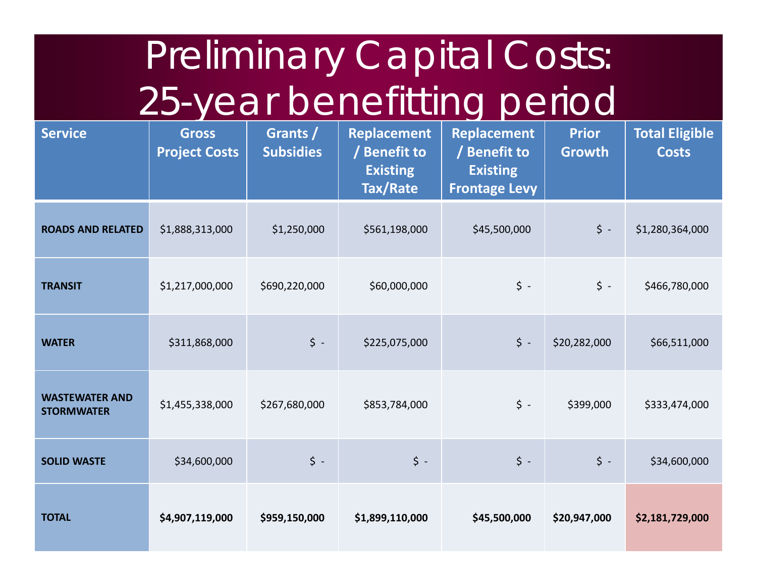# Preliminary Capital Costs: 25-year benefitting period

| Service | Gross Project Costs | Grants / Subsidies | Replacement / Benefit to Existing Tax/Rate | Replacement / Benefit to Existing Frontage Levy | Prior Growth | Total Eligible Costs |
|---|---|---|---|---|---|---|
| **ROADS AND RELATED** | $1,888,313,000 | $1,250,000 | $561,198,000 | $45,500,000 | $ - | $1,280,364,000 |
| **TRANSIT** | $1,217,000,000 | $690,220,000 | $60,000,000 | $ - | $ - | $466,780,000 |
| **WATER** | $311,868,000 | $ - | $225,075,000 | $ - | $20,282,000 | $66,511,000 |
| **WASTEWATER AND STORMWATER** | $1,455,338,000 | $267,680,000 | $853,784,000 | $ - | $399,000 | $333,474,000 |
| **SOLID WASTE** | $34,600,000 | $ - | $ - | $ - | $ - | $34,600,000 |
| **TOTAL** | **$4,907,119,000** | **$959,150,000** | **$1,899,110,000** | **$45,500,000** | **$20,947,000** | **$2,181,729,000** |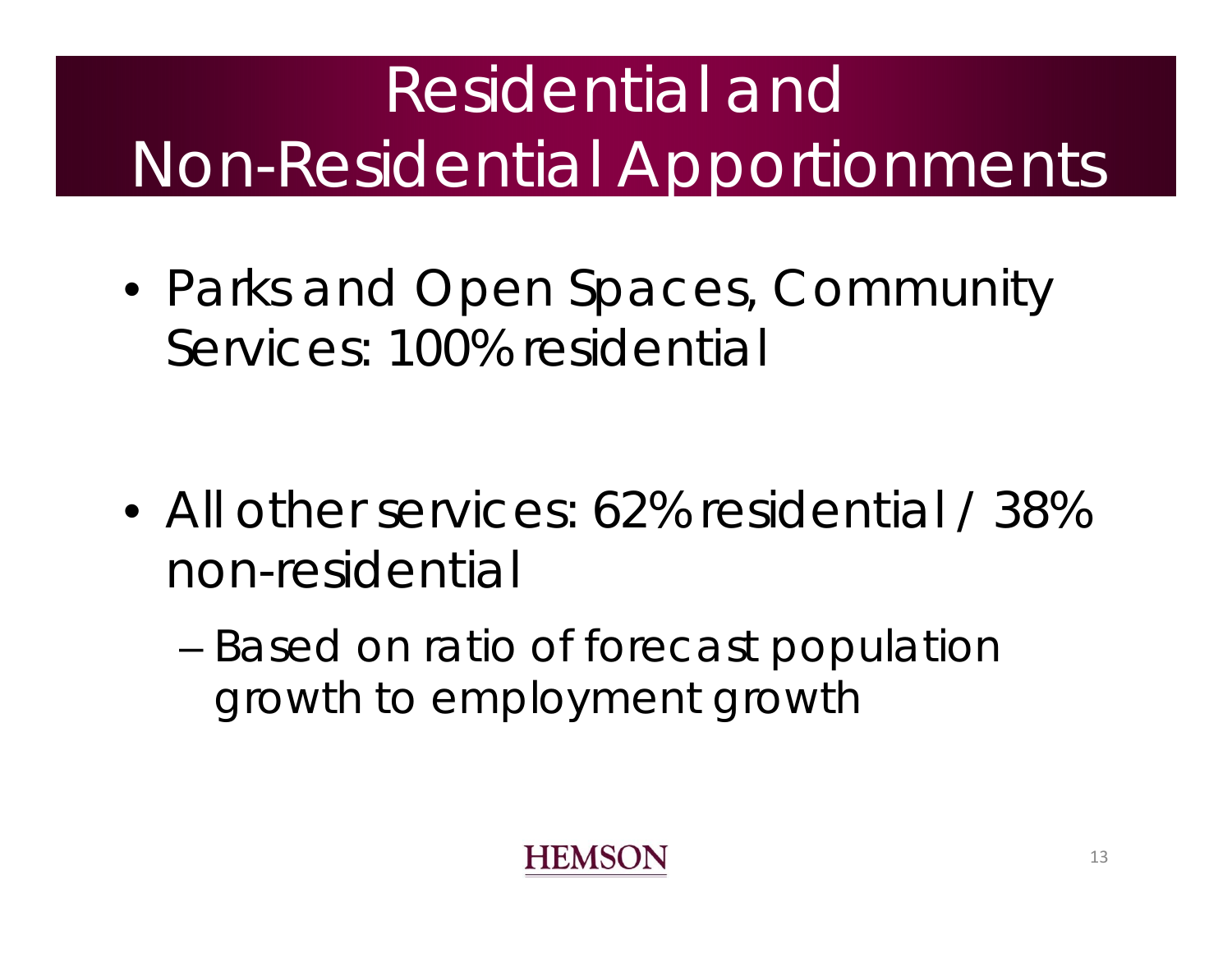# Residential and Non-Residential Apportionments

- Parks and Open Spaces, Community Services: 100% residential

- All other services: 62% residential / 38% non-residential
  - Based on ratio of forecast population growth to employment growth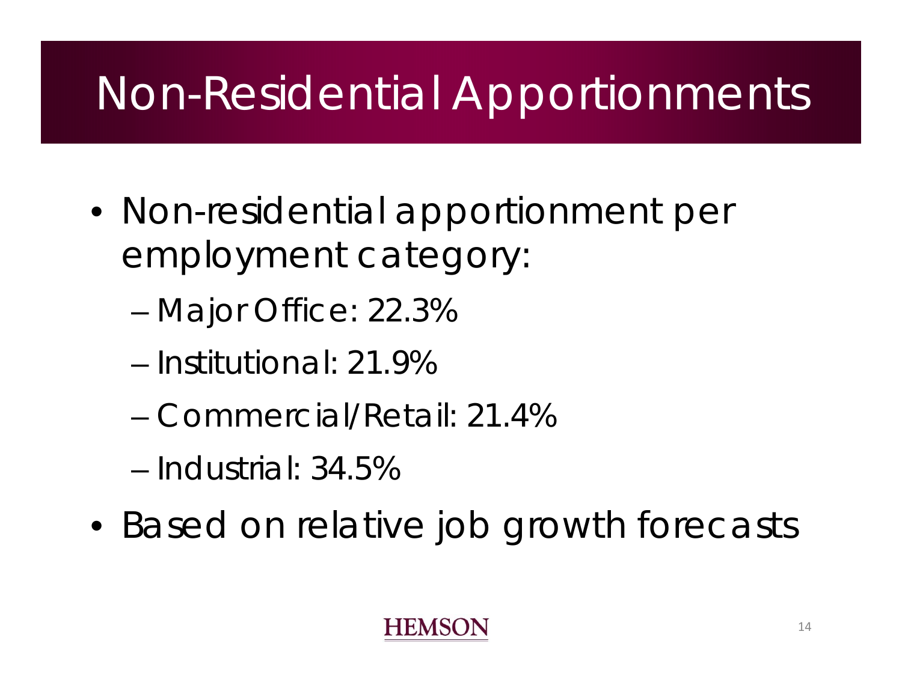# Non-Residential Apportionments

- Non-residential apportionment per employment category:
  - Major Office: 22.3%
  - Institutional: 21.9%
  - Commercial/Retail: 21.4%
  - Industrial: 34.5%
- Based on relative job growth forecasts

HEMSON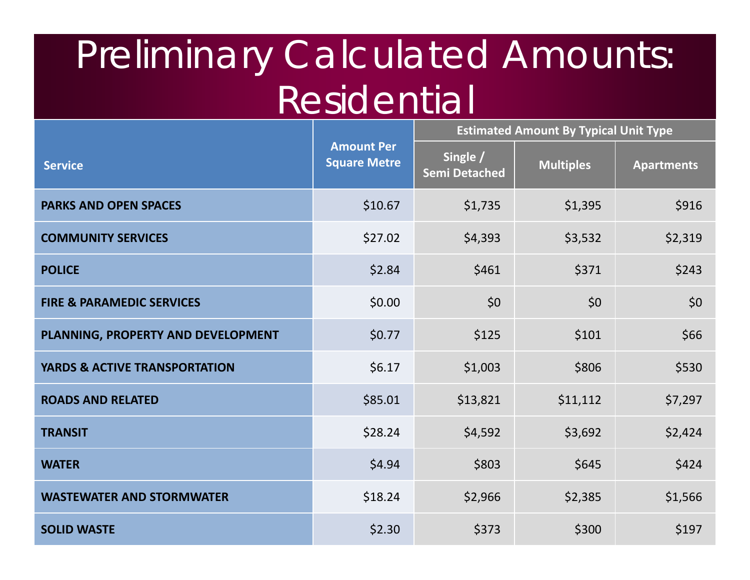# Preliminary Calculated Amounts: Residential

| Service | Amount Per Square Metre | Estimated Amount By Typical Unit Type | | |
|---|---|---|---|---|
| | | Single / Semi Detached | Multiples | Apartments |
| **PARKS AND OPEN SPACES** | $10.67 | $1,735 | $1,395 | $916 |
| **COMMUNITY SERVICES** | $27.02 | $4,393 | $3,532 | $2,319 |
| **POLICE** | $2.84 | $461 | $371 | $243 |
| **FIRE & PARAMEDIC SERVICES** | $0.00 | $0 | $0 | $0 |
| **PLANNING, PROPERTY AND DEVELOPMENT** | $0.77 | $125 | $101 | $66 |
| **YARDS & ACTIVE TRANSPORTATION** | $6.17 | $1,003 | $806 | $530 |
| **ROADS AND RELATED** | $85.01 | $13,821 | $11,112 | $7,297 |
| **TRANSIT** | $28.24 | $4,592 | $3,692 | $2,424 |
| **WATER** | $4.94 | $803 | $645 | $424 |
| **WASTEWATER AND STORMWATER** | $18.24 | $2,966 | $2,385 | $1,566 |
| **SOLID WASTE** | $2.30 | $373 | $300 | $197 |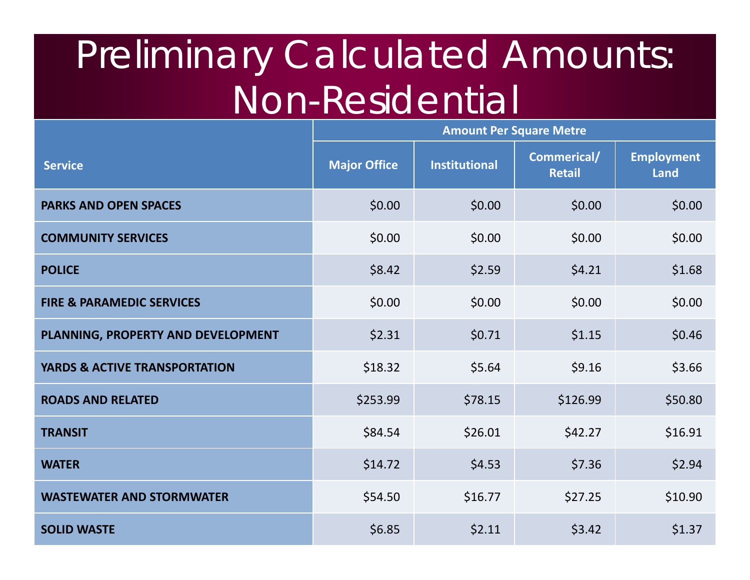# Preliminary Calculated Amounts: Non-Residential

| Service | Amount Per Square Metre | | | |
|---|---|---|---|---|
| | Major Office | Institutional | Commerical/ Retail | Employment Land |
| PARKS AND OPEN SPACES | $0.00 | $0.00 | $0.00 | $0.00 |
| COMMUNITY SERVICES | $0.00 | $0.00 | $0.00 | $0.00 |
| POLICE | $8.42 | $2.59 | $4.21 | $1.68 |
| FIRE & PARAMEDIC SERVICES | $0.00 | $0.00 | $0.00 | $0.00 |
| PLANNING, PROPERTY AND DEVELOPMENT | $2.31 | $0.71 | $1.15 | $0.46 |
| YARDS & ACTIVE TRANSPORTATION | $18.32 | $5.64 | $9.16 | $3.66 |
| ROADS AND RELATED | $253.99 | $78.15 | $126.99 | $50.80 |
| TRANSIT | $84.54 | $26.01 | $42.27 | $16.91 |
| WATER | $14.72 | $4.53 | $7.36 | $2.94 |
| WASTEWATER AND STORMWATER | $54.50 | $16.77 | $27.25 | $10.90 |
| SOLID WASTE | $6.85 | $2.11 | $3.42 | $1.37 |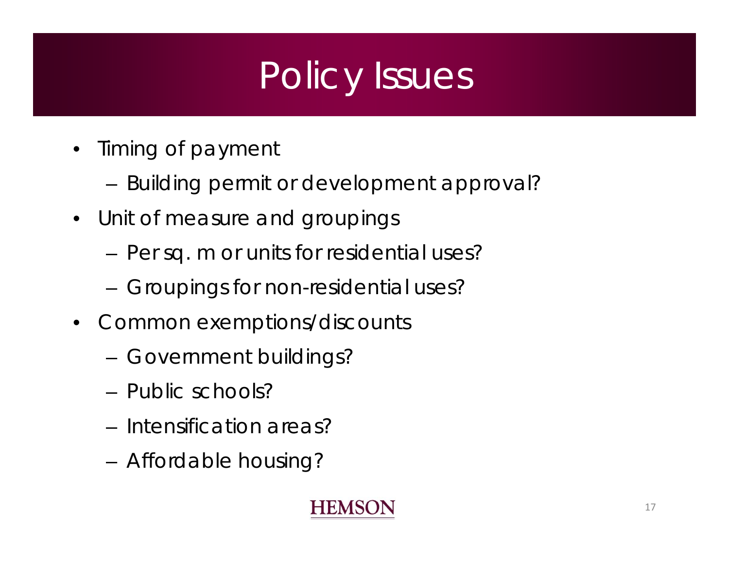# Policy Issues

- Timing of payment
  - Building permit or development approval?
- Unit of measure and groupings
  - Per sq. m or units for residential uses?
  - Groupings for non-residential uses?
- Common exemptions/discounts
  - Government buildings?
  - Public schools?
  - Intensification areas?
  - Affordable housing?

HEMSON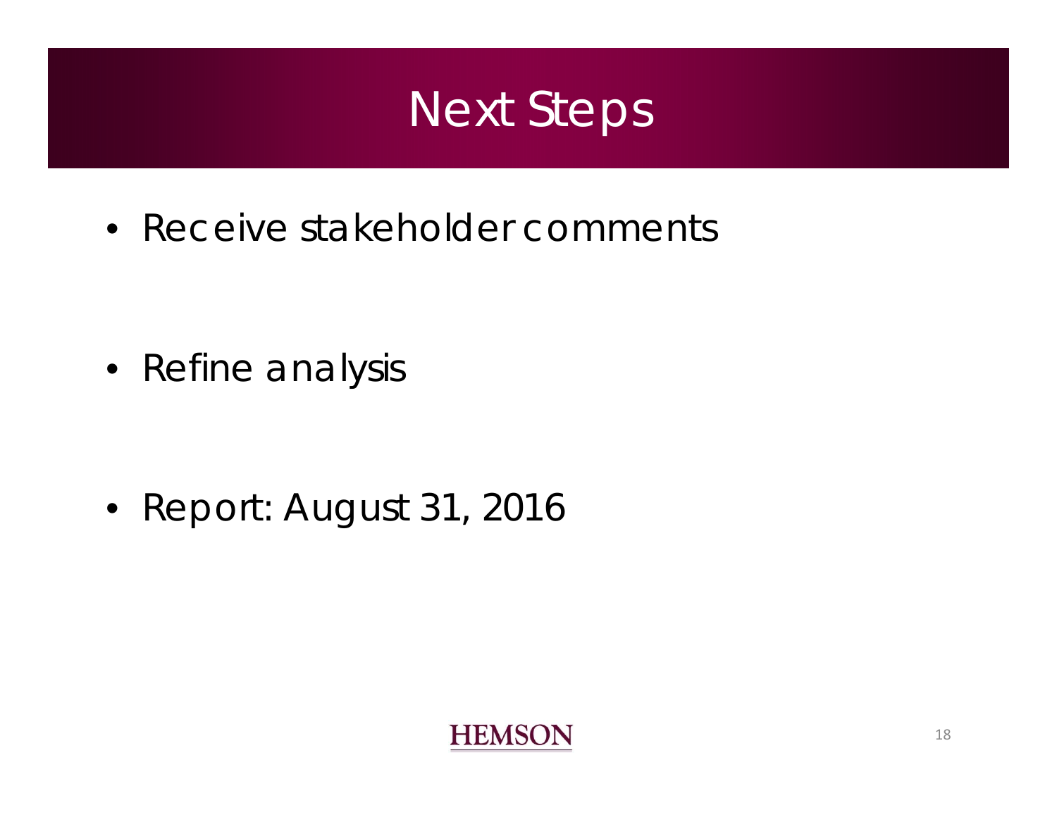# Next Steps

- Receive stakeholder comments

- Refine analysis

- Report: August 31, 2016